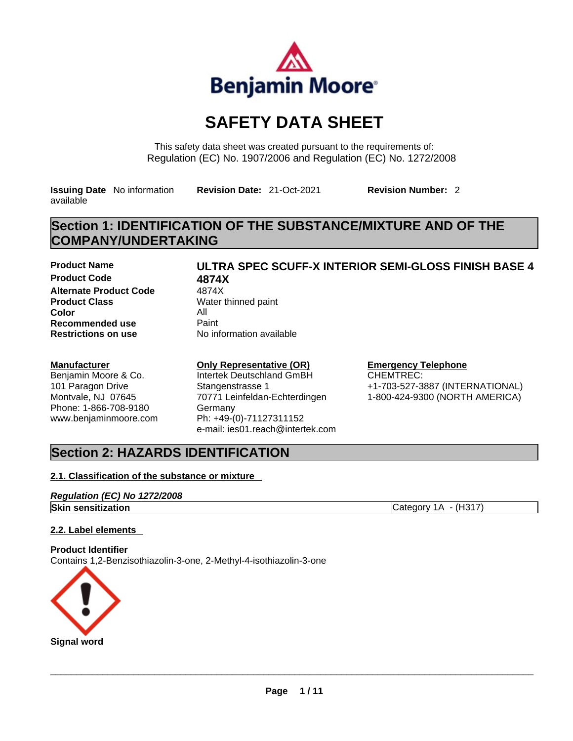# SAFETY DATA SHEET

This safety data sheet was created pursuant to the requirements of:
Regulation (EC) No. 1907/2006 and Regulation (EC) No. 1272/2008

**Issuing Date** No information available **Revision Date:** 21-Oct-2021 **Revision Number:** 2

## Section 1: IDENTIFICATION OF THE SUBSTANCE/MIXTURE AND OF THE COMPANY/UNDERTAKING

| | |
|---|---|
| **Product Name** | **ULTRA SPEC SCUFF-X INTERIOR SEMI-GLOSS FINISH BASE 4** |
| **Product Code** | **4874X** |
| **Alternate Product Code** | 4874X |
| **Product Class** | Water thinned paint |
| **Color** | All |
| **Recommended use** | Paint |
| **Restrictions on use** | No information available |

**Manufacturer**
Benjamin Moore & Co.
101 Paragon Drive
Montvale, NJ 07645
Phone: 1-866-708-9180
www.benjaminmoore.com

**Only Representative (OR)**
Intertek Deutschland GmBH
Stangenstrasse 1
70771 Leinfeldan-Echterdingen
Germany
Ph: +49-(0)-71127311152
e-mail: ies01.reach@intertek.com

**Emergency Telephone**
CHEMTREC:
+1-703-527-3887 (INTERNATIONAL)
1-800-424-9300 (NORTH AMERICA)

## Section 2: HAZARDS IDENTIFICATION

### 2.1. Classification of the substance or mixture

***Regulation (EC) No 1272/2008***

| | |
|---|---|
| **Skin sensitization** | Category 1A - (H317) |

### 2.2. Label elements

**Product Identifier**
Contains 1,2-Benzisothiazolin-3-one, 2-Methyl-4-isothiazolin-3-one

**Signal word**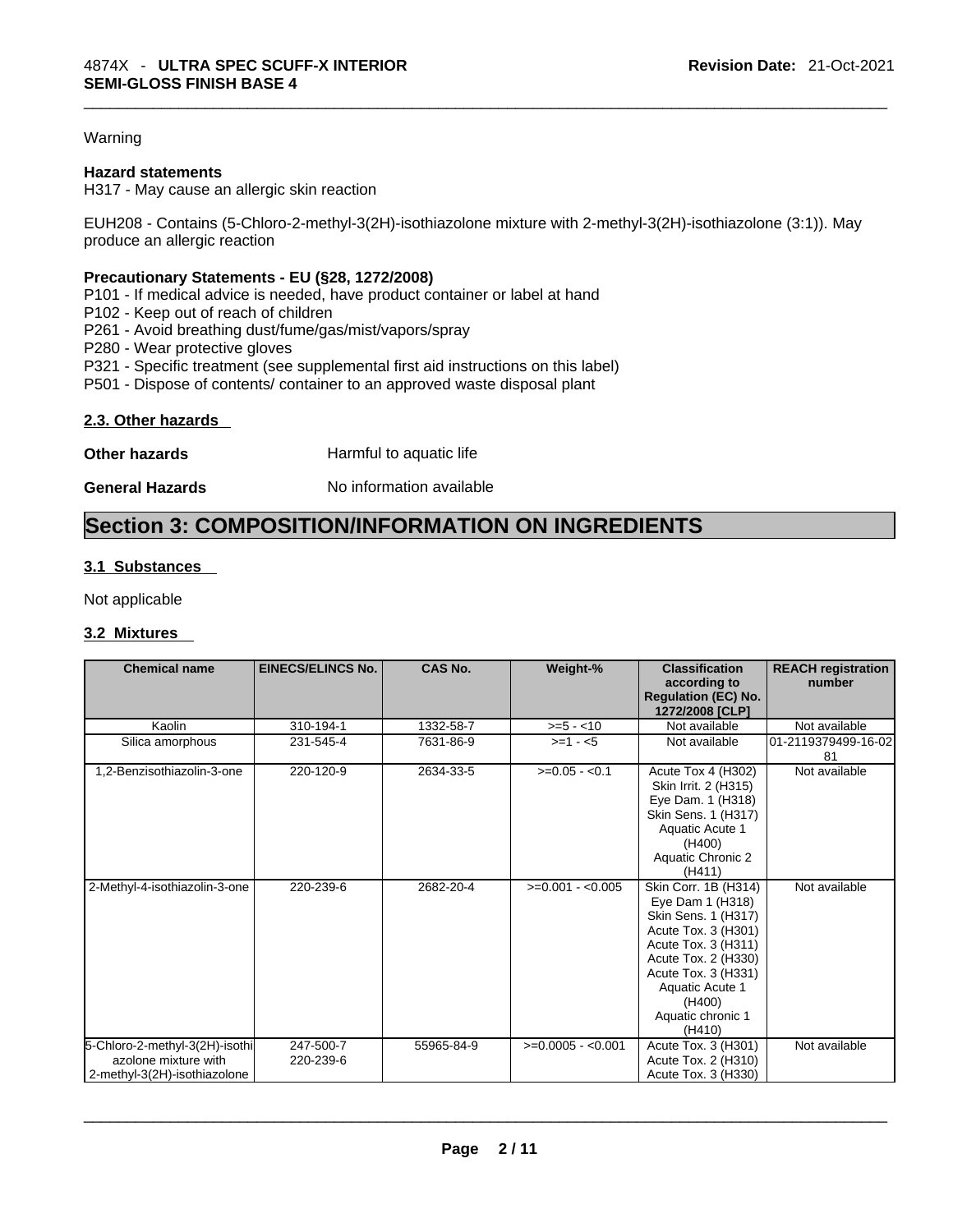Warning

**Hazard statements**
H317 - May cause an allergic skin reaction

EUH208 - Contains (5-Chloro-2-methyl-3(2H)-isothiazolone mixture with 2-methyl-3(2H)-isothiazolone (3:1)). May produce an allergic reaction

**Precautionary Statements - EU (§28, 1272/2008)**
P101 - If medical advice is needed, have product container or label at hand
P102 - Keep out of reach of children
P261 - Avoid breathing dust/fume/gas/mist/vapors/spray
P280 - Wear protective gloves
P321 - Specific treatment (see supplemental first aid instructions on this label)
P501 - Dispose of contents/ container to an approved waste disposal plant

### 2.3. Other hazards

**Other hazards** Harmful to aquatic life

**General Hazards** No information available

# Section 3: COMPOSITION/INFORMATION ON INGREDIENTS

### 3.1 Substances

Not applicable

### 3.2 Mixtures

| Chemical name | EINECS/ELINCS No. | CAS No. | Weight-% | Classification according to Regulation (EC) No. 1272/2008 [CLP] | REACH registration number |
|---|---|---|---|---|---|
| Kaolin | 310-194-1 | 1332-58-7 | >=5 - <10 | Not available | Not available |
| Silica amorphous | 231-545-4 | 7631-86-9 | >=1 - <5 | Not available | 01-2119379499-16-0281 |
| 1,2-Benzisothiazolin-3-one | 220-120-9 | 2634-33-5 | >=0.05 - <0.1 | Acute Tox 4 (H302)<br>Skin Irrit. 2 (H315)<br>Eye Dam. 1 (H318)<br>Skin Sens. 1 (H317)<br>Aquatic Acute 1 (H400)<br>Aquatic Chronic 2 (H411) | Not available |
| 2-Methyl-4-isothiazolin-3-one | 220-239-6 | 2682-20-4 | >=0.001 - <0.005 | Skin Corr. 1B (H314)<br>Eye Dam 1 (H318)<br>Skin Sens. 1 (H317)<br>Acute Tox. 3 (H301)<br>Acute Tox. 3 (H311)<br>Acute Tox. 2 (H330)<br>Acute Tox. 3 (H331)<br>Aquatic Acute 1 (H400)<br>Aquatic chronic 1 (H410) | Not available |
| 5-Chloro-2-methyl-3(2H)-isothiazolone mixture with 2-methyl-3(2H)-isothiazolone | 247-500-7<br>220-239-6 | 55965-84-9 | >=0.0005 - <0.001 | Acute Tox. 3 (H301)<br>Acute Tox. 2 (H310)<br>Acute Tox. 3 (H330) | Not available |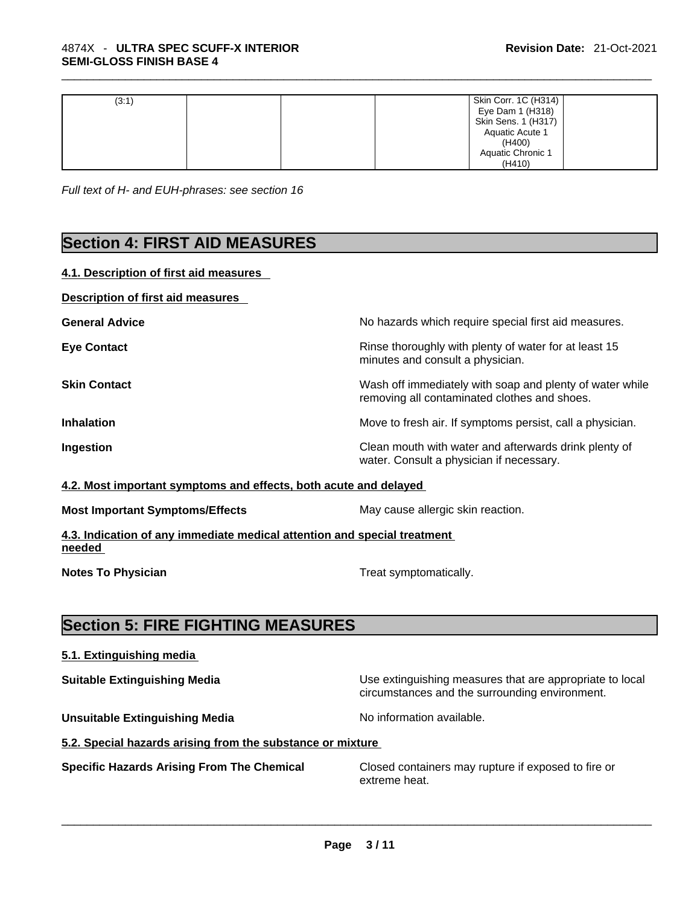| | | | | | |
|---|---|---|---|---|---|
| (3:1) | | | | Skin Corr. 1C (H314)<br>Eye Dam 1 (H318)<br>Skin Sens. 1 (H317)<br>Aquatic Acute 1 (H400)<br>Aquatic Chronic 1 (H410) | |

*Full text of H- and EUH-phrases: see section 16*

# Section 4: FIRST AID MEASURES

**4.1. Description of first aid measures**

**Description of first aid measures**

**General Advice** No hazards which require special first aid measures.

**Eye Contact** Rinse thoroughly with plenty of water for at least 15 minutes and consult a physician.

**Skin Contact** Wash off immediately with soap and plenty of water while removing all contaminated clothes and shoes.

**Inhalation** Move to fresh air. If symptoms persist, call a physician.

**Ingestion** Clean mouth with water and afterwards drink plenty of water. Consult a physician if necessary.

**4.2. Most important symptoms and effects, both acute and delayed**

**Most Important Symptoms/Effects** May cause allergic skin reaction.

**4.3. Indication of any immediate medical attention and special treatment needed**

**Notes To Physician** Treat symptomatically.

# Section 5: FIRE FIGHTING MEASURES

**5.1. Extinguishing media**

**Suitable Extinguishing Media** Use extinguishing measures that are appropriate to local circumstances and the surrounding environment.

**Unsuitable Extinguishing Media** No information available.

**5.2. Special hazards arising from the substance or mixture**

**Specific Hazards Arising From The Chemical** Closed containers may rupture if exposed to fire or extreme heat.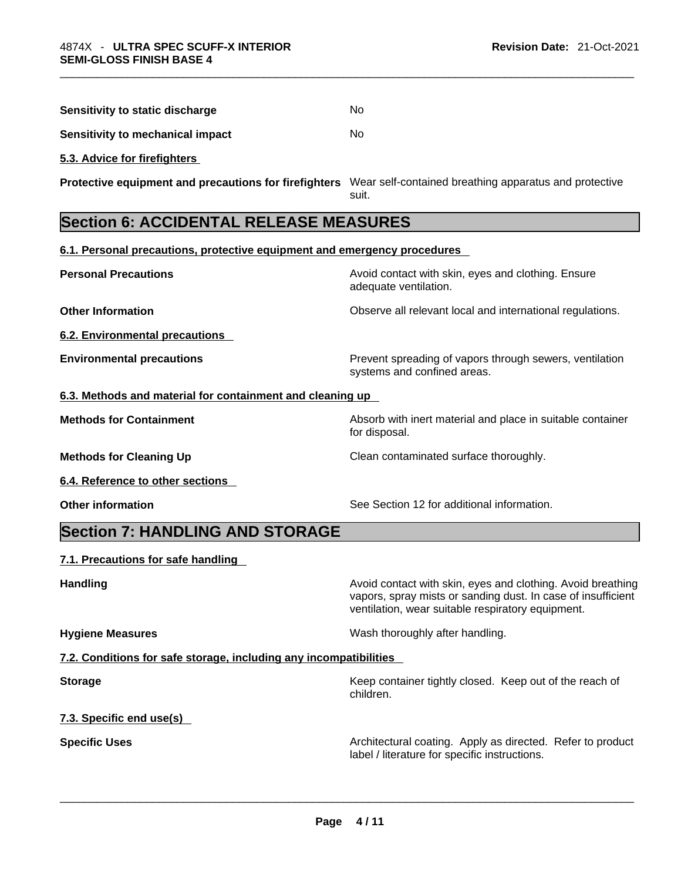| | |
|---|---|
| **Sensitivity to static discharge** | No |
| **Sensitivity to mechanical impact** | No |

### 5.3. Advice for firefighters

| | |
|---|---|
| **Protective equipment and precautions for firefighters** | Wear self-contained breathing apparatus and protective suit. |

## Section 6: ACCIDENTAL RELEASE MEASURES

### 6.1. Personal precautions, protective equipment and emergency procedures

| | |
|---|---|
| **Personal Precautions** | Avoid contact with skin, eyes and clothing. Ensure adequate ventilation. |
| **Other Information** | Observe all relevant local and international regulations. |

### 6.2. Environmental precautions

| | |
|---|---|
| **Environmental precautions** | Prevent spreading of vapors through sewers, ventilation systems and confined areas. |

### 6.3. Methods and material for containment and cleaning up

| | |
|---|---|
| **Methods for Containment** | Absorb with inert material and place in suitable container for disposal. |
| **Methods for Cleaning Up** | Clean contaminated surface thoroughly. |

### 6.4. Reference to other sections

| | |
|---|---|
| **Other information** | See Section 12 for additional information. |

## Section 7: HANDLING AND STORAGE

### 7.1. Precautions for safe handling

| | |
|---|---|
| **Handling** | Avoid contact with skin, eyes and clothing. Avoid breathing vapors, spray mists or sanding dust. In case of insufficient ventilation, wear suitable respiratory equipment. |
| **Hygiene Measures** | Wash thoroughly after handling. |

### 7.2. Conditions for safe storage, including any incompatibilities

| | |
|---|---|
| **Storage** | Keep container tightly closed. Keep out of the reach of children. |

### 7.3. Specific end use(s)

| | |
|---|---|
| **Specific Uses** | Architectural coating. Apply as directed. Refer to product label / literature for specific instructions. |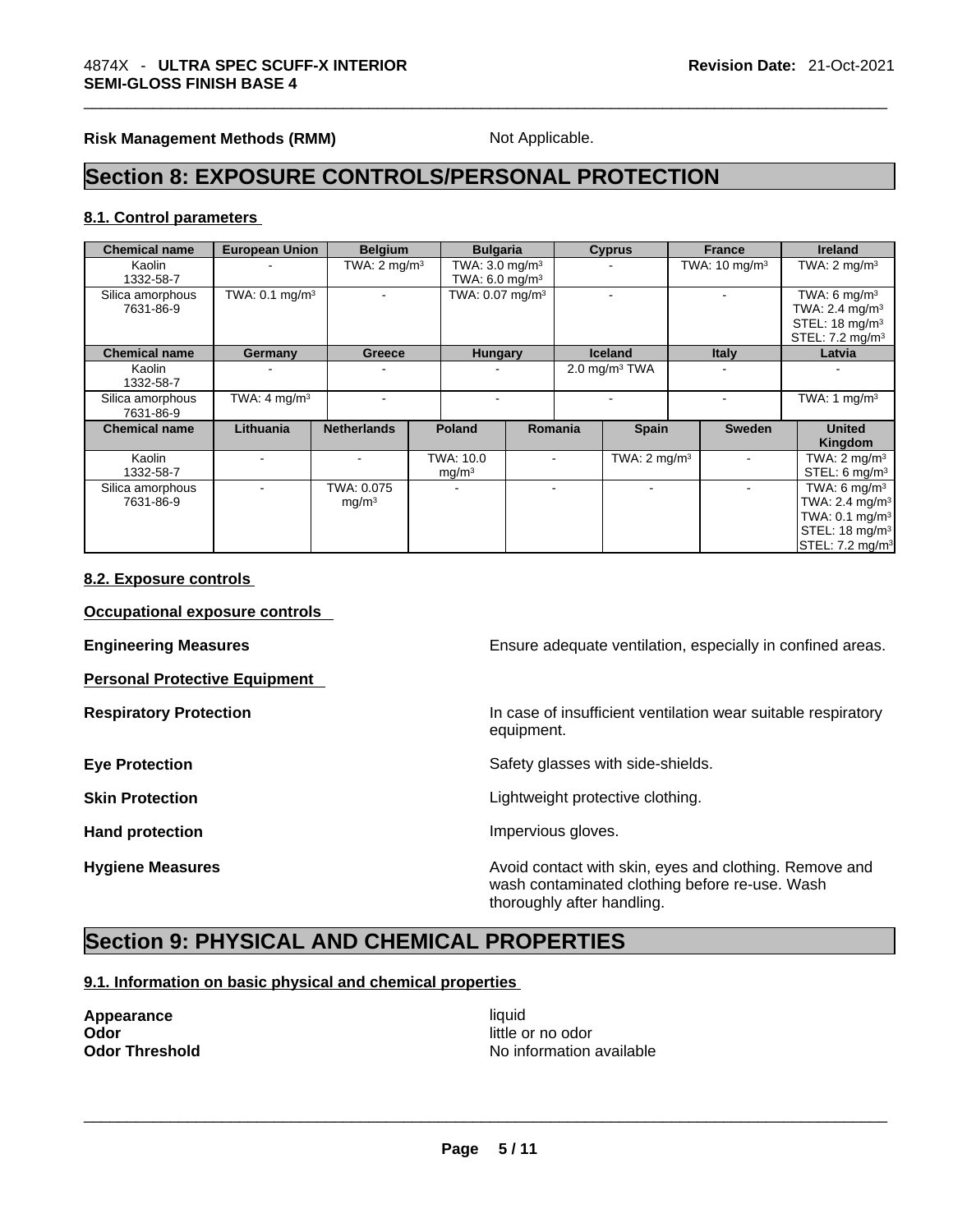**Risk Management Methods (RMM)** Not Applicable.

# Section 8: EXPOSURE CONTROLS/PERSONAL PROTECTION

## 8.1. Control parameters

| Chemical name | European Union | Belgium | Bulgaria | Cyprus | France | Ireland |
|---|---|---|---|---|---|---|
| Kaolin 1332-58-7 | - | TWA: 2 mg/m³ | TWA: 3.0 mg/m³ TWA: 6.0 mg/m³ | - | TWA: 10 mg/m³ | TWA: 2 mg/m³ |
| Silica amorphous 7631-86-9 | TWA: 0.1 mg/m³ | - | TWA: 0.07 mg/m³ | - | - | TWA: 6 mg/m³ TWA: 2.4 mg/m³ STEL: 18 mg/m³ STEL: 7.2 mg/m³ |

| Chemical name | Germany | Greece | Hungary | Iceland | Italy | Latvia |
|---|---|---|---|---|---|---|
| Kaolin 1332-58-7 | - | - | - | 2.0 mg/m³ TWA | - | - |
| Silica amorphous 7631-86-9 | TWA: 4 mg/m³ | - | - | - | - | TWA: 1 mg/m³ |

| Chemical name | Lithuania | Netherlands | Poland | Romania | Spain | Sweden | United Kingdom |
|---|---|---|---|---|---|---|---|
| Kaolin 1332-58-7 | - | - | TWA: 10.0 mg/m³ | - | TWA: 2 mg/m³ | - | TWA: 2 mg/m³ STEL: 6 mg/m³ |
| Silica amorphous 7631-86-9 | - | TWA: 0.075 mg/m³ | - | - | - | - | TWA: 6 mg/m³ TWA: 2.4 mg/m³ TWA: 0.1 mg/m³ STEL: 18 mg/m³ STEL: 7.2 mg/m³ |

## 8.2. Exposure controls

**Occupational exposure controls**

**Engineering Measures** Ensure adequate ventilation, especially in confined areas.

**Personal Protective Equipment**

**Respiratory Protection** In case of insufficient ventilation wear suitable respiratory equipment.

**Eye Protection** Safety glasses with side-shields.

**Skin Protection** Lightweight protective clothing.

**Hand protection** Impervious gloves.

**Hygiene Measures** Avoid contact with skin, eyes and clothing. Remove and wash contaminated clothing before re-use. Wash thoroughly after handling.

# Section 9: PHYSICAL AND CHEMICAL PROPERTIES

## 9.1. Information on basic physical and chemical properties

**Appearance** liquid
**Odor** little or no odor
**Odor Threshold** No information available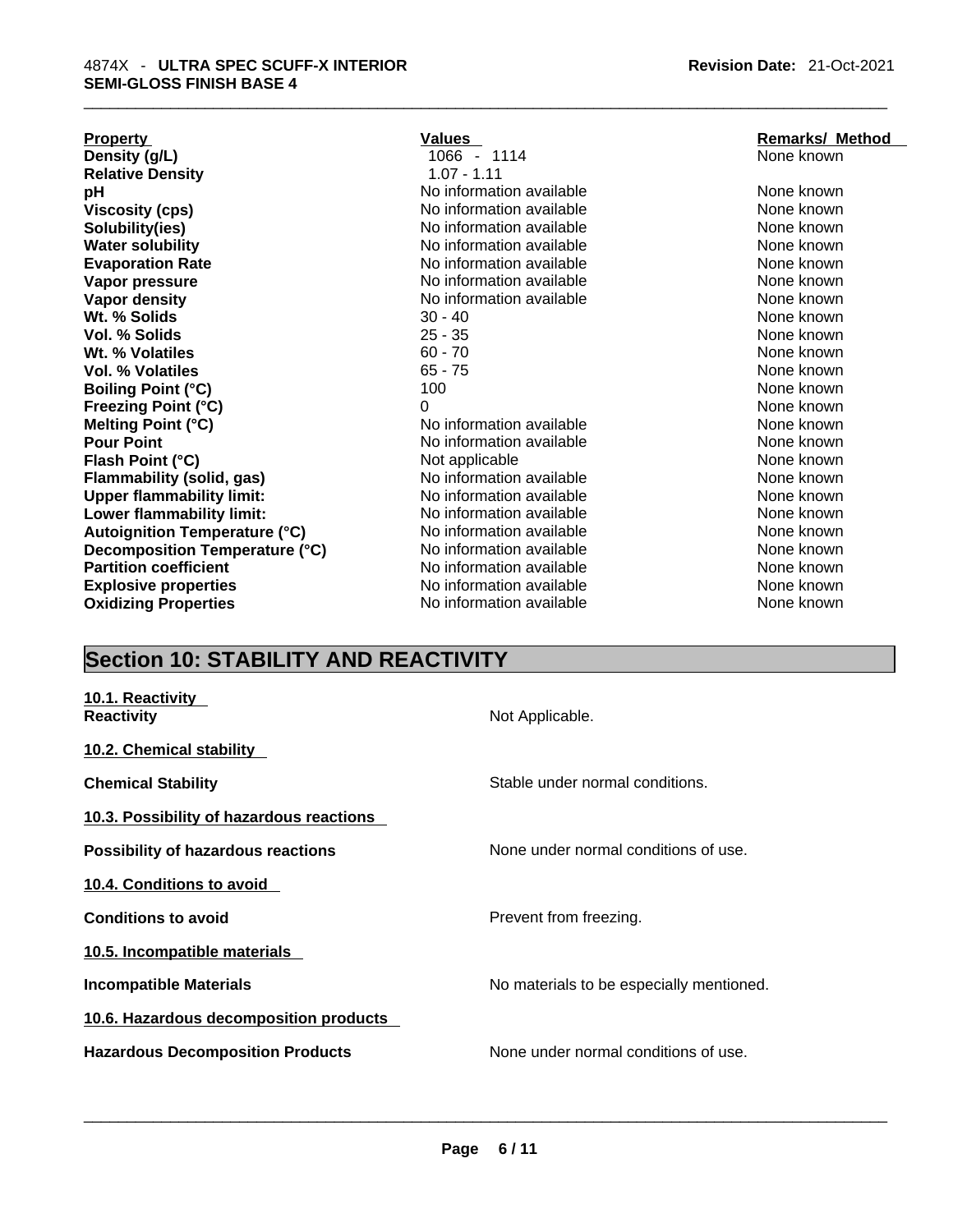| Property | Values | Remarks/ Method |
| --- | --- | --- |
| **Density (g/L)** | 1066 - 1114 | None known |
| **Relative Density** | 1.07 - 1.11 | |
| **pH** | No information available | None known |
| **Viscosity (cps)** | No information available | None known |
| **Solubility(ies)** | No information available | None known |
| **Water solubility** | No information available | None known |
| **Evaporation Rate** | No information available | None known |
| **Vapor pressure** | No information available | None known |
| **Vapor density** | No information available | None known |
| **Wt. % Solids** | 30 - 40 | None known |
| **Vol. % Solids** | 25 - 35 | None known |
| **Wt. % Volatiles** | 60 - 70 | None known |
| **Vol. % Volatiles** | 65 - 75 | None known |
| **Boiling Point (°C)** | 100 | None known |
| **Freezing Point (°C)** | 0 | None known |
| **Melting Point (°C)** | No information available | None known |
| **Pour Point** | No information available | None known |
| **Flash Point (°C)** | Not applicable | None known |
| **Flammability (solid, gas)** | No information available | None known |
| **Upper flammability limit:** | No information available | None known |
| **Lower flammability limit:** | No information available | None known |
| **Autoignition Temperature (°C)** | No information available | None known |
| **Decomposition Temperature (°C)** | No information available | None known |
| **Partition coefficient** | No information available | None known |
| **Explosive properties** | No information available | None known |
| **Oxidizing Properties** | No information available | None known |

## Section 10: STABILITY AND REACTIVITY

**10.1. Reactivity**

**Reactivity** Not Applicable.

**10.2. Chemical stability**

**Chemical Stability** Stable under normal conditions.

**10.3. Possibility of hazardous reactions**

**Possibility of hazardous reactions** None under normal conditions of use.

**10.4. Conditions to avoid**

**Conditions to avoid** Prevent from freezing.

**10.5. Incompatible materials**

**Incompatible Materials** No materials to be especially mentioned.

**10.6. Hazardous decomposition products**

**Hazardous Decomposition Products** None under normal conditions of use.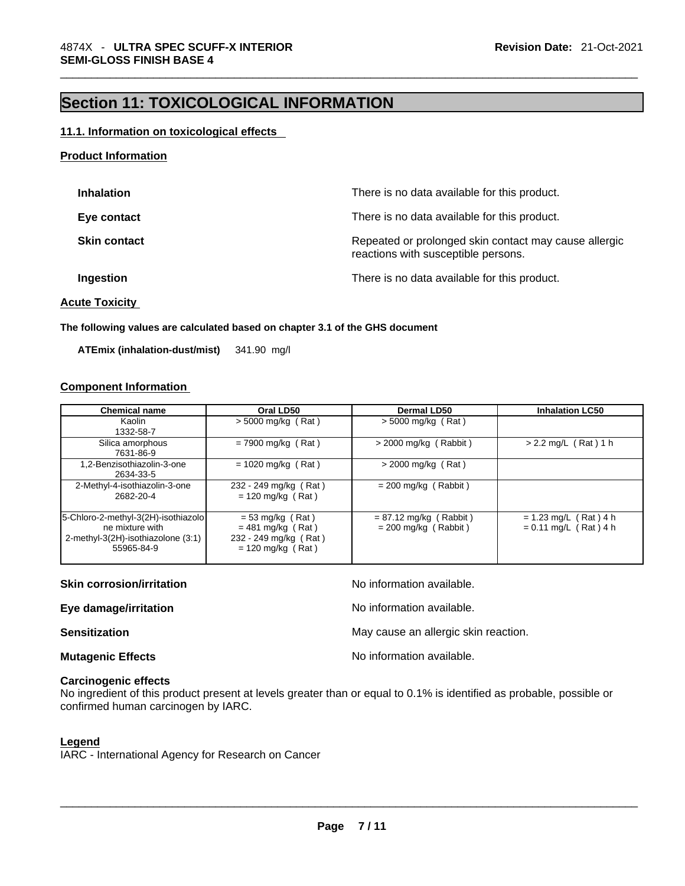## Section 11: TOXICOLOGICAL INFORMATION

### 11.1. Information on toxicological effects

**Product Information**

**Inhalation** There is no data available for this product.

**Eye contact** There is no data available for this product.

**Skin contact** Repeated or prolonged skin contact may cause allergic reactions with susceptible persons.

**Ingestion** There is no data available for this product.

**Acute Toxicity**

**The following values are calculated based on chapter 3.1 of the GHS document**

**ATEmix (inhalation-dust/mist)** 341.90 mg/l

**Component Information**

| Chemical name | Oral LD50 | Dermal LD50 | Inhalation LC50 |
|---|---|---|---|
| Kaolin<br>1332-58-7 | > 5000 mg/kg ( Rat ) | > 5000 mg/kg ( Rat ) | |
| Silica amorphous<br>7631-86-9 | = 7900 mg/kg ( Rat ) | > 2000 mg/kg ( Rabbit ) | > 2.2 mg/L ( Rat ) 1 h |
| 1,2-Benzisothiazolin-3-one<br>2634-33-5 | = 1020 mg/kg ( Rat ) | > 2000 mg/kg ( Rat ) | |
| 2-Methyl-4-isothiazolin-3-one<br>2682-20-4 | 232 - 249 mg/kg ( Rat )<br>= 120 mg/kg ( Rat ) | = 200 mg/kg ( Rabbit ) | |
| 5-Chloro-2-methyl-3(2H)-isothiazolone mixture with 2-methyl-3(2H)-isothiazolone (3:1)<br>55965-84-9 | = 53 mg/kg ( Rat )<br>= 481 mg/kg ( Rat )<br>232 - 249 mg/kg ( Rat )<br>= 120 mg/kg ( Rat ) | = 87.12 mg/kg ( Rabbit )<br>= 200 mg/kg ( Rabbit ) | = 1.23 mg/L ( Rat ) 4 h<br>= 0.11 mg/L ( Rat ) 4 h |

**Skin corrosion/irritation** No information available.

**Eye damage/irritation** No information available.

**Sensitization** May cause an allergic skin reaction.

**Mutagenic Effects** No information available.

**Carcinogenic effects**
No ingredient of this product present at levels greater than or equal to 0.1% is identified as probable, possible or confirmed human carcinogen by IARC.

**Legend**
IARC - International Agency for Research on Cancer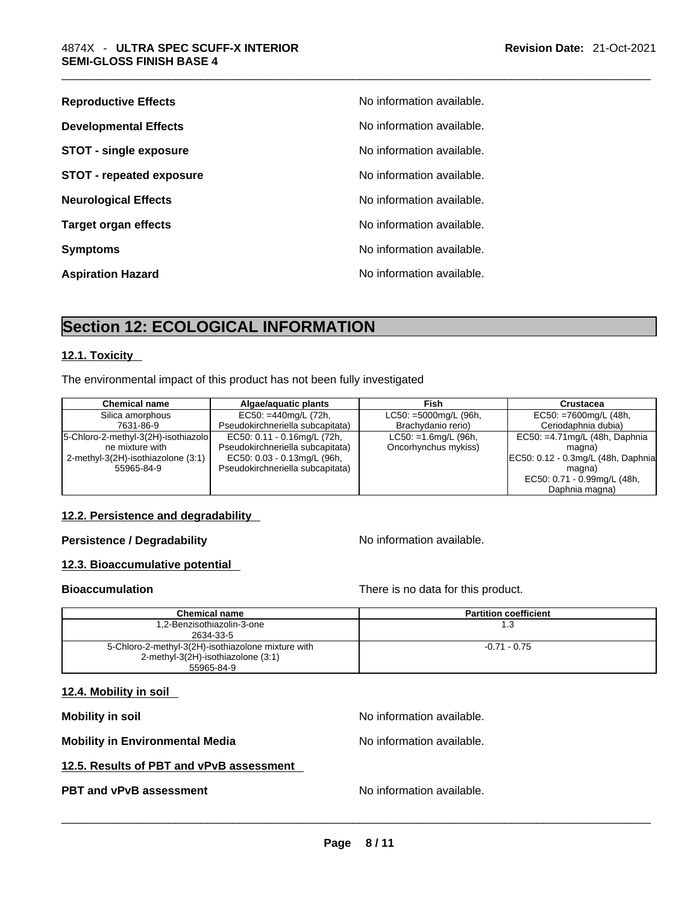**Reproductive Effects** No information available.

**Developmental Effects** No information available.

**STOT - single exposure** No information available.

**STOT - repeated exposure** No information available.

**Neurological Effects** No information available.

**Target organ effects** No information available.

**Symptoms** No information available.

**Aspiration Hazard** No information available.

# Section 12: ECOLOGICAL INFORMATION

## 12.1. Toxicity

The environmental impact of this product has not been fully investigated

| Chemical name | Algae/aquatic plants | Fish | Crustacea |
|---|---|---|---|
| Silica amorphous<br>7631-86-9 | EC50: =440mg/L (72h, Pseudokirchneriella subcapitata) | LC50: =5000mg/L (96h, Brachydanio rerio) | EC50: =7600mg/L (48h, Ceriodaphnia dubia) |
| 5-Chloro-2-methyl-3(2H)-isothiazolone mixture with 2-methyl-3(2H)-isothiazolone (3:1)<br>55965-84-9 | EC50: 0.11 - 0.16mg/L (72h, Pseudokirchneriella subcapitata)<br>EC50: 0.03 - 0.13mg/L (96h, Pseudokirchneriella subcapitata) | LC50: =1.6mg/L (96h, Oncorhynchus mykiss) | EC50: =4.71mg/L (48h, Daphnia magna)<br>EC50: 0.12 - 0.3mg/L (48h, Daphnia magna)<br>EC50: 0.71 - 0.99mg/L (48h, Daphnia magna) |

## 12.2. Persistence and degradability

**Persistence / Degradability** No information available.

## 12.3. Bioaccumulative potential

**Bioaccumulation** There is no data for this product.

| Chemical name | Partition coefficient |
|---|---|
| 1,2-Benzisothiazolin-3-one<br>2634-33-5 | 1.3 |
| 5-Chloro-2-methyl-3(2H)-isothiazolone mixture with 2-methyl-3(2H)-isothiazolone (3:1)<br>55965-84-9 | -0.71 - 0.75 |

## 12.4. Mobility in soil

**Mobility in soil** No information available.

**Mobility in Environmental Media** No information available.

## 12.5. Results of PBT and vPvB assessment

**PBT and vPvB assessment** No information available.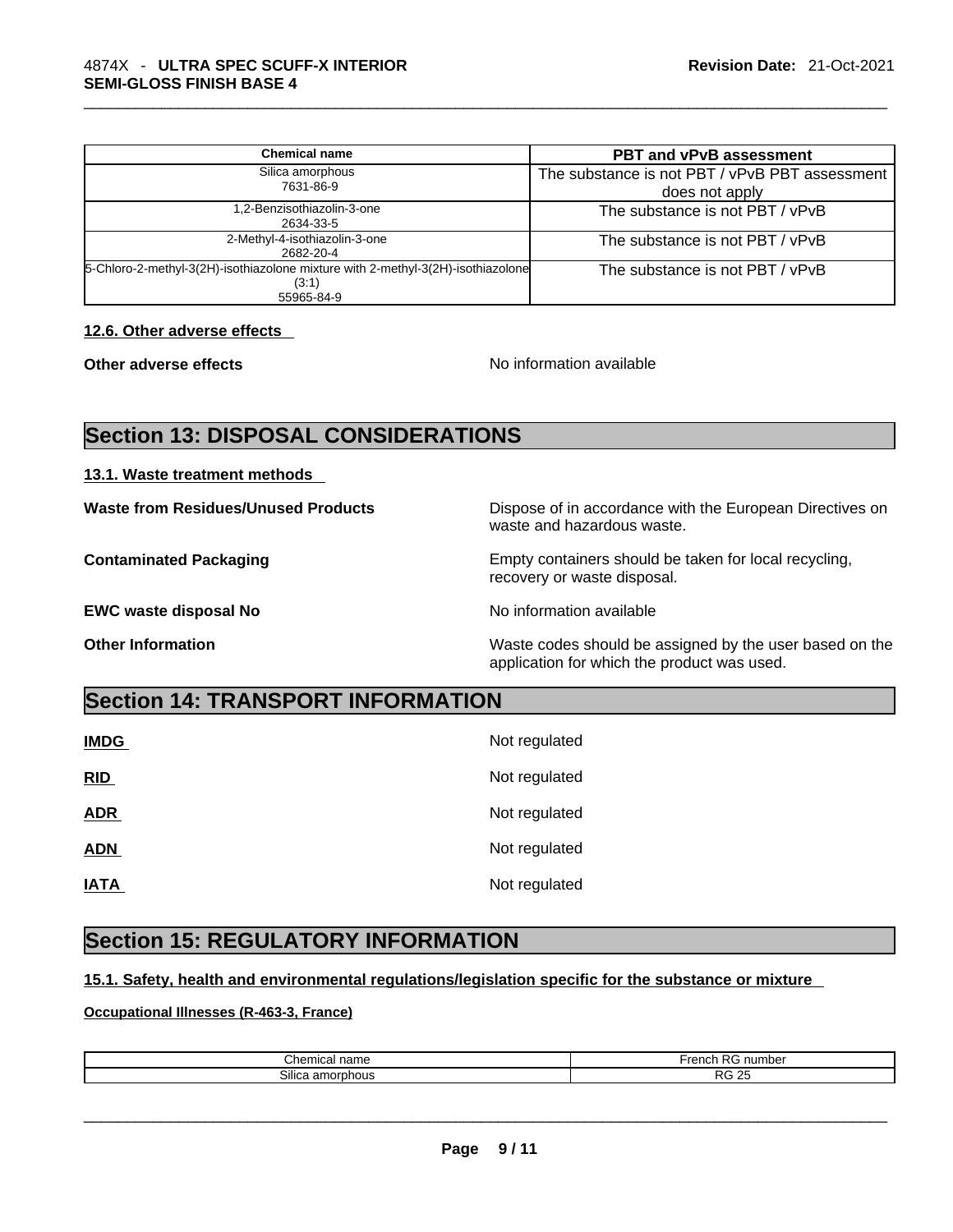| Chemical name | PBT and vPvB assessment |
|---|---|
| Silica amorphous<br>7631-86-9 | The substance is not PBT / vPvB PBT assessment does not apply |
| 1,2-Benzisothiazolin-3-one<br>2634-33-5 | The substance is not PBT / vPvB |
| 2-Methyl-4-isothiazolin-3-one<br>2682-20-4 | The substance is not PBT / vPvB |
| 5-Chloro-2-methyl-3(2H)-isothiazolone mixture with 2-methyl-3(2H)-isothiazolone (3:1)<br>55965-84-9 | The substance is not PBT / vPvB |

### 12.6. Other adverse effects

**Other adverse effects** No information available

## Section 13: DISPOSAL CONSIDERATIONS

### 13.1. Waste treatment methods

**Waste from Residues/Unused Products** Dispose of in accordance with the European Directives on waste and hazardous waste.

**Contaminated Packaging** Empty containers should be taken for local recycling, recovery or waste disposal.

**EWC waste disposal No** No information available

**Other Information** Waste codes should be assigned by the user based on the application for which the product was used.

## Section 14: TRANSPORT INFORMATION

**IMDG** Not regulated

**RID** Not regulated

**ADR** Not regulated

**ADN** Not regulated

**IATA** Not regulated

## Section 15: REGULATORY INFORMATION

### 15.1. Safety, health and environmental regulations/legislation specific for the substance or mixture

**Occupational Illnesses (R-463-3, France)**

| Chemical name | French RG number |
|---|---|
| Silica amorphous | RG 25 |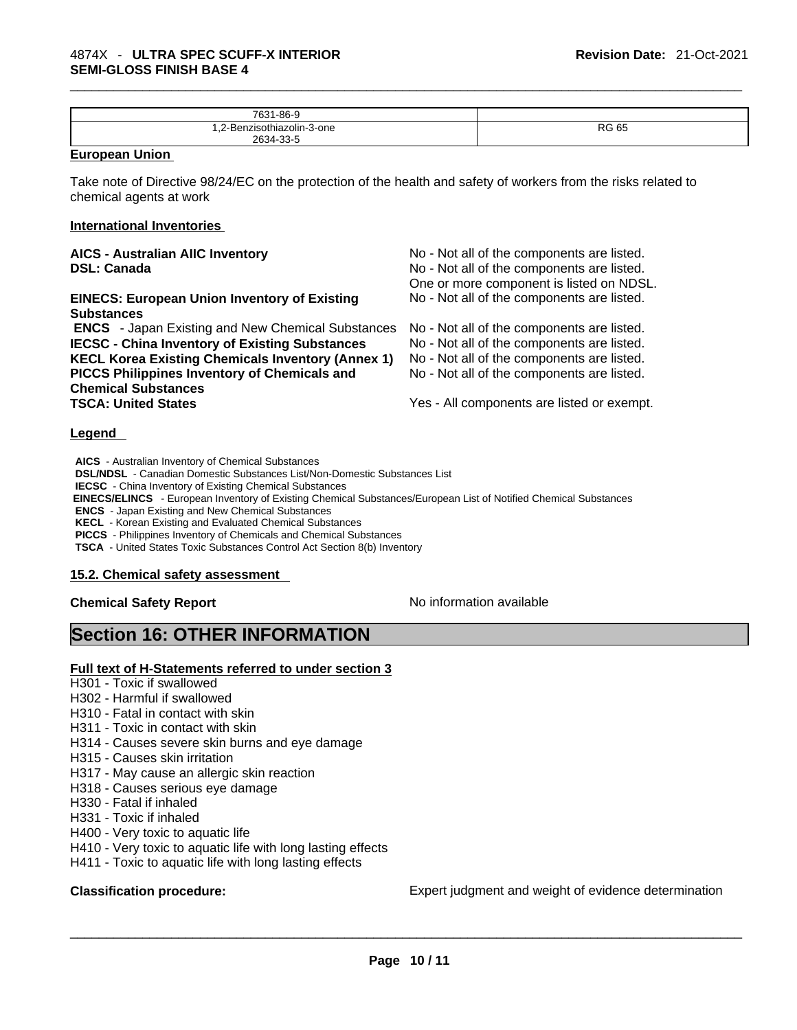| | |
|---|---|
| 7631-86-9 | |
| 1,2-Benzisothiazolin-3-one<br>2634-33-5 | RG 65 |

**European Union**

Take note of Directive 98/24/EC on the protection of the health and safety of workers from the risks related to chemical agents at work

**International Inventories**

| | |
|---|---|
| **AICS - Australian AIIC Inventory** | No - Not all of the components are listed. |
| **DSL: Canada** | No - Not all of the components are listed.<br>One or more component is listed on NDSL. |
| **EINECS: European Union Inventory of Existing Substances** | No - Not all of the components are listed. |
| **ENCS** - Japan Existing and New Chemical Substances | No - Not all of the components are listed. |
| **IECSC - China Inventory of Existing Substances** | No - Not all of the components are listed. |
| **KECL Korea Existing Chemicals Inventory (Annex 1)** | No - Not all of the components are listed. |
| **PICCS Philippines Inventory of Chemicals and Chemical Substances** | No - Not all of the components are listed. |
| **TSCA: United States** | Yes - All components are listed or exempt. |

**Legend**

**AICS** - Australian Inventory of Chemical Substances
**DSL/NDSL** - Canadian Domestic Substances List/Non-Domestic Substances List
**IECSC** - China Inventory of Existing Chemical Substances
**EINECS/ELINCS** - European Inventory of Existing Chemical Substances/European List of Notified Chemical Substances
**ENCS** - Japan Existing and New Chemical Substances
**KECL** - Korean Existing and Evaluated Chemical Substances
**PICCS** - Philippines Inventory of Chemicals and Chemical Substances
**TSCA** - United States Toxic Substances Control Act Section 8(b) Inventory

**15.2. Chemical safety assessment**

**Chemical Safety Report** No information available

# Section 16: OTHER INFORMATION

**Full text of H-Statements referred to under section 3**

H301 - Toxic if swallowed
H302 - Harmful if swallowed
H310 - Fatal in contact with skin
H311 - Toxic in contact with skin
H314 - Causes severe skin burns and eye damage
H315 - Causes skin irritation
H317 - May cause an allergic skin reaction
H318 - Causes serious eye damage
H330 - Fatal if inhaled
H331 - Toxic if inhaled
H400 - Very toxic to aquatic life
H410 - Very toxic to aquatic life with long lasting effects
H411 - Toxic to aquatic life with long lasting effects

**Classification procedure:** Expert judgment and weight of evidence determination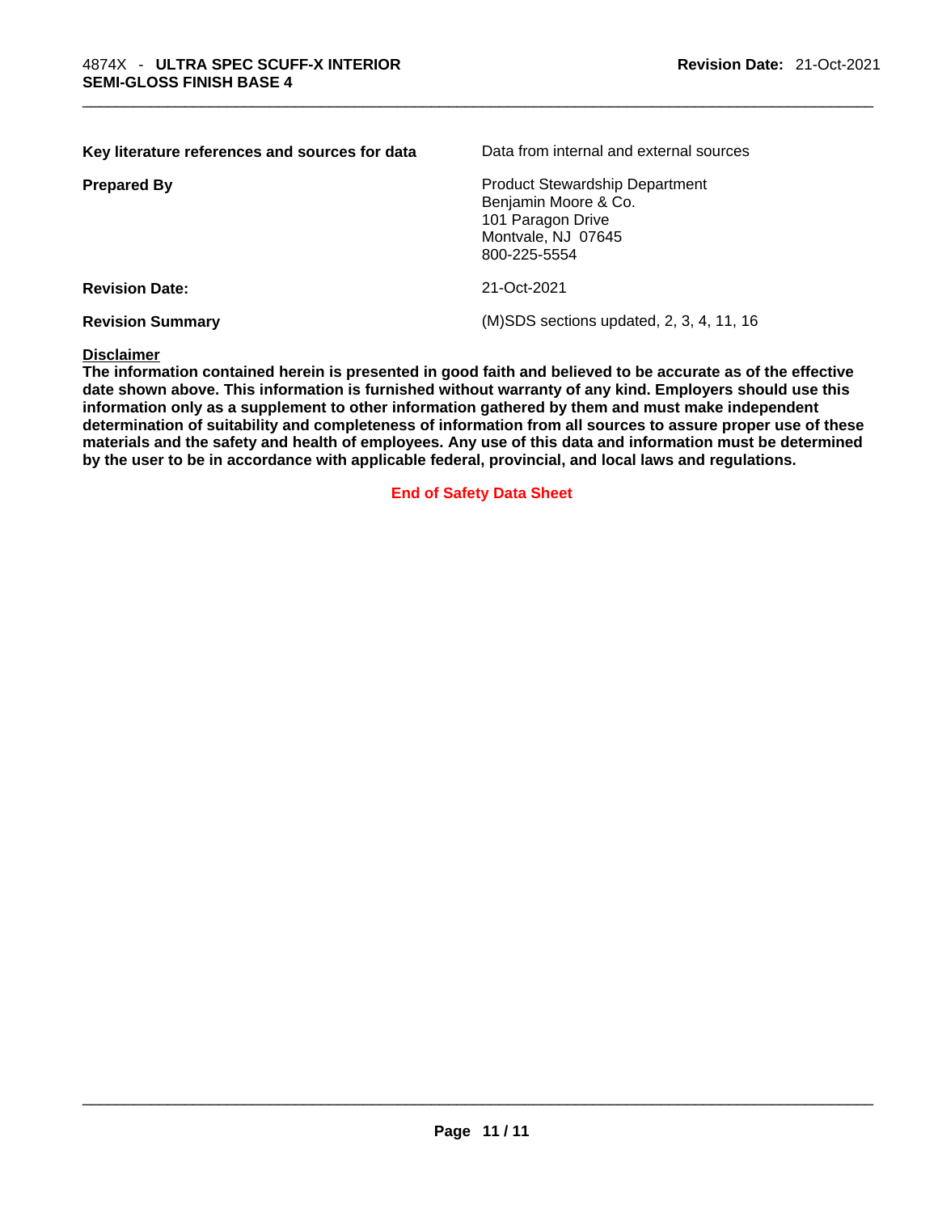| | |
|---|---|
| **Key literature references and sources for data** | Data from internal and external sources |
| **Prepared By** | Product Stewardship Department<br>Benjamin Moore & Co.<br>101 Paragon Drive<br>Montvale, NJ 07645<br>800-225-5554 |
| **Revision Date:** | 21-Oct-2021 |
| **Revision Summary** | (M)SDS sections updated, 2, 3, 4, 11, 16 |

**Disclaimer**

**The information contained herein is presented in good faith and believed to be accurate as of the effective date shown above. This information is furnished without warranty of any kind. Employers should use this information only as a supplement to other information gathered by them and must make independent determination of suitability and completeness of information from all sources to assure proper use of these materials and the safety and health of employees. Any use of this data and information must be determined by the user to be in accordance with applicable federal, provincial, and local laws and regulations.**

**End of Safety Data Sheet**